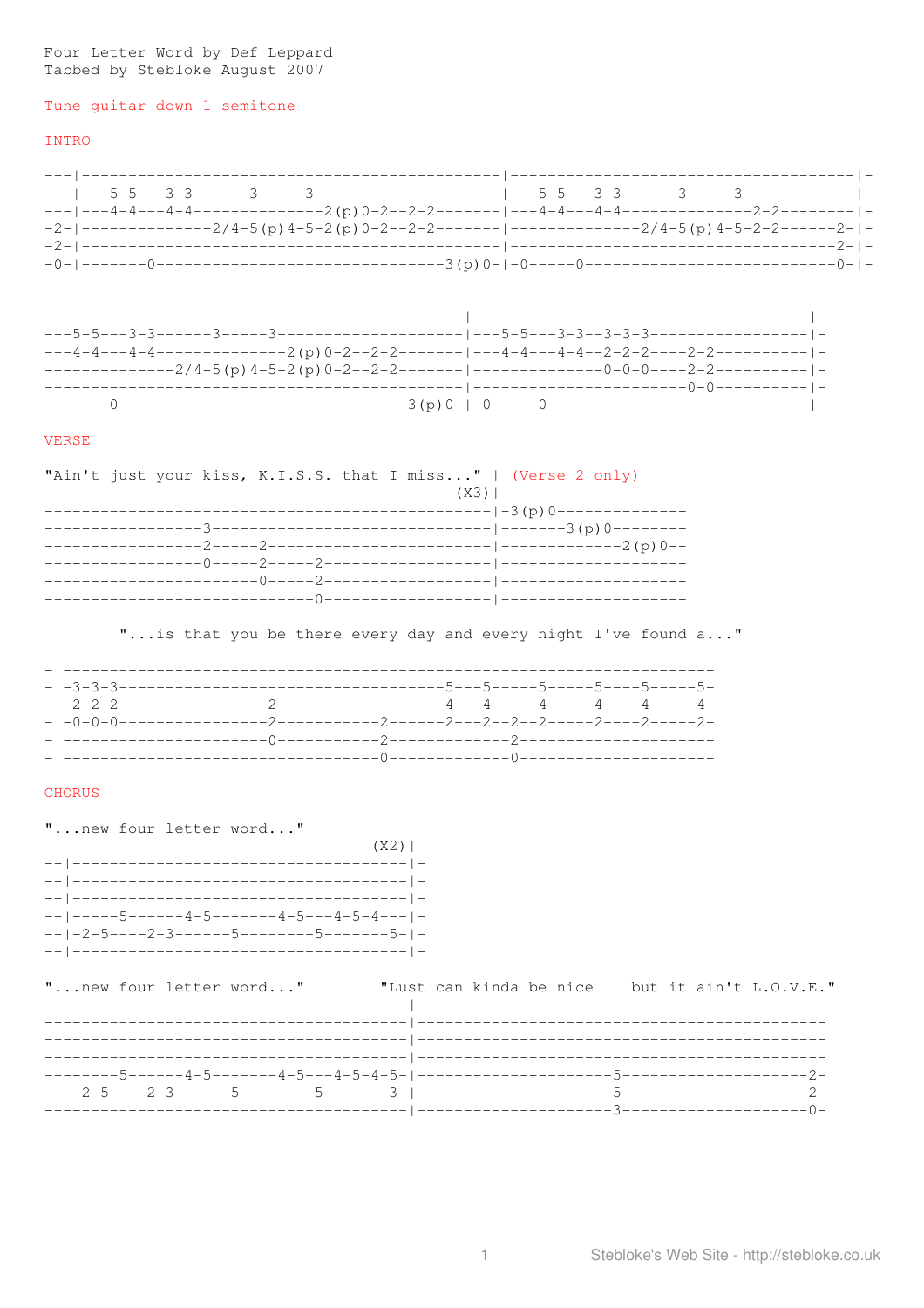Four Letter Word by Def Leppard
Tabbed by Stebloke August 2007

Tune guitar down 1 semitone

INTRO

```
---|--------------------------------------------|-------------------------------------|-
---|---5-5---3-3------3-----3-------------------|---5-5---3-3------3-----3------------|-
---|---4-4---4-4--------------2(p)0-2--2-2------|---4-4---4-4--------------2-2--------|-
-2-|--------------2/4-5(p)4-5-2(p)0-2--2-2------|--------------2/4-5(p)4-5-2-2------2-|-
-2-|--------------------------------------------|----------------------------------2-|-
-0-|-------0--------------------------------3(p)0-|-0-----0---------------------------0-|-
```

```
--------------------------------------------|------------------------------------|-
---5-5---3-3------3-----3-------------------|---5-5---3-3--3-3-3-----------------|-
---4-4---4-4--------------2(p)0-2--2-2------|---4-4---4-4--2-2-2----2-2----------|-
--------------2/4-5(p)4-5-2(p)0-2--2-2------|--------------0-0-0----2-2----------|-
--------------------------------------------|-----------------------0-0----------|-
-------0--------------------------------3(p)0-|-0-----0----------------------------|-
```

VERSE

"Ain't just your kiss, K.I.S.S. that I miss..." | (Verse 2 only)

```
                                          (X3)|
----------------------------------------------|-3(p)0--------------
----------------3-----------------------------|-------3(p)0--------
----------------2-----2-----------------------|-------------2(p)0--
----------------0-----2-----2-----------------|--------------------
----------------------0-----2-----------------|--------------------
----------------------------0-----------------|--------------------
```

"...is that you be there every day and every night I've found a..."

```
-|-------------------------------------------------------------------
-|-3-3-3-----------------------------5---5-----5-----5----5-----5-
-|-2-2-2----------------2------------------4---4-----4-----4----4-----4-
-|-0-0-0----------------2-----------2------2---2--2--2-----2----2-----2-
-|----------------------0-----------2-------------2---------------------
-|----------------------------------0-------------0---------------------
```

CHORUS

"...new four letter word..."

```
                                  (X2)|
--|-----------------------------------|-
--|-----------------------------------|-
--|-----------------------------------|-
--|-----5------4-5-------4-5---4-5-4---|-
--|-2-5----2-3------5--------5-------5-|-
--|-----------------------------------|-
```

"...new four letter word..." "Lust can kinda be nice but it ain't L.O.V.E."

```
                                      |
--------------------------------------|-----------------------------------------
--------------------------------------|-----------------------------------------
--------------------------------------|-----------------------------------------
--------5------4-5-------4-5---4-5-4-5-|--------------------5-------------------2-
----2-5----2-3------5--------5-------3-|--------------------5-------------------2-
--------------------------------------|--------------------3-------------------0-
```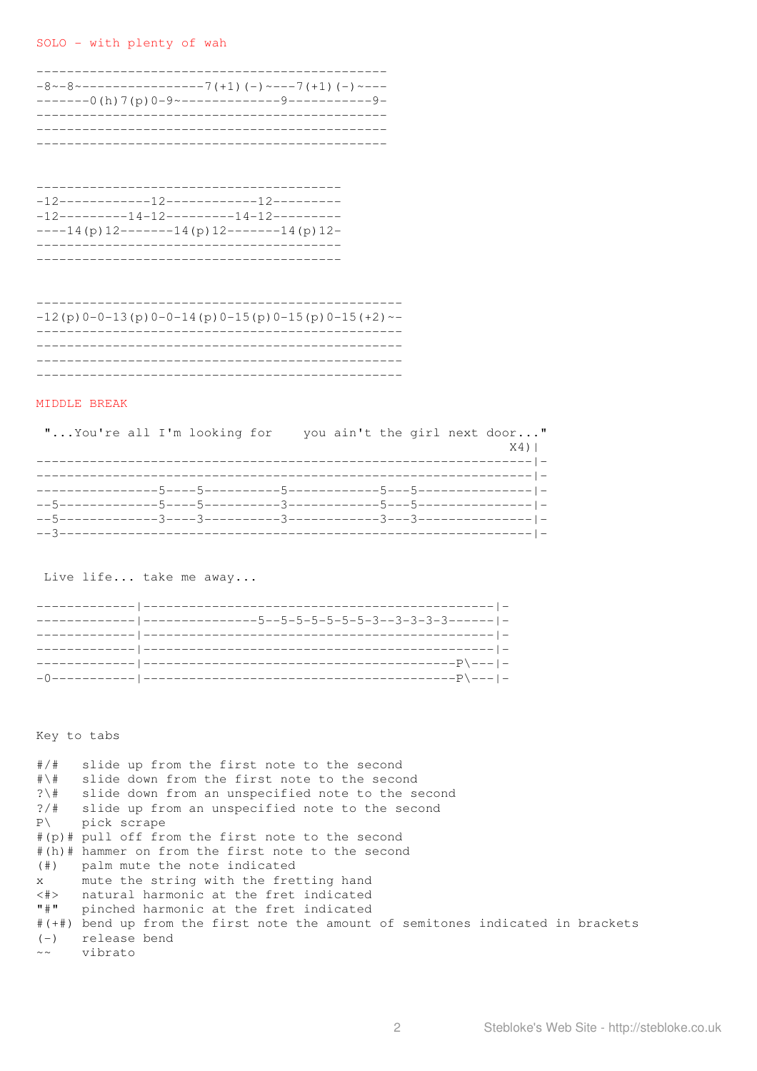SOLO - with plenty of wah

```
---------------------------------------------
-8~-8~----------------7(+1)(-)~---7(+1)(-)~---
-------0(h)7(p)0-9~-------------9----------9-
---------------------------------------------
---------------------------------------------
---------------------------------------------
```

```
---------------------------------------
-12-----------12-----------12---------
-12---------14-12---------14-12---------
----14(p)12-------14(p)12-------14(p)12-
---------------------------------------
---------------------------------------
```

```
-----------------------------------------------
-12(p)0-0-13(p)0-0-14(p)0-15(p)0-15(p)0-15(+2)~-
-----------------------------------------------
-----------------------------------------------
-----------------------------------------------
-----------------------------------------------
```

MIDDLE BREAK

```
 "...You're all I'm looking for    you ain't the girl next door..."
                                                              X4)|
-----------------------------------------------------------------|-
-----------------------------------------------------------------|-
----------------5----5----------5------------5---5---------------|-
--5-------------5----5----------3------------5---5---------------|-
--5-------------3----3----------3------------3---3---------------|-
--3--------------------------------------------------------------|-
```

```
 Live life... take me away...

-------------|--------------------------------------------|-
-------------|--------------5--5-5-5-5-5-5-3--3-3-3-3------|-
-------------|--------------------------------------------|-
-------------|--------------------------------------------|-
-------------|----------------------------------------P\---|-
-0-----------|----------------------------------------P\---|-
```

Key to tabs

```
#/#   slide up from the first note to the second
#\#   slide down from the first note to the second
?\#   slide down from an unspecified note to the second
?/#   slide up from an unspecified note to the second
P\    pick scrape
#(p)# pull off from the first note to the second
#(h)# hammer on from the first note to the second
(#)   palm mute the note indicated
x     mute the string with the fretting hand
<#>   natural harmonic at the fret indicated
"#"   pinched harmonic at the fret indicated
#(+#) bend up from the first note the amount of semitones indicated in brackets
(-)   release bend
~~    vibrato
```